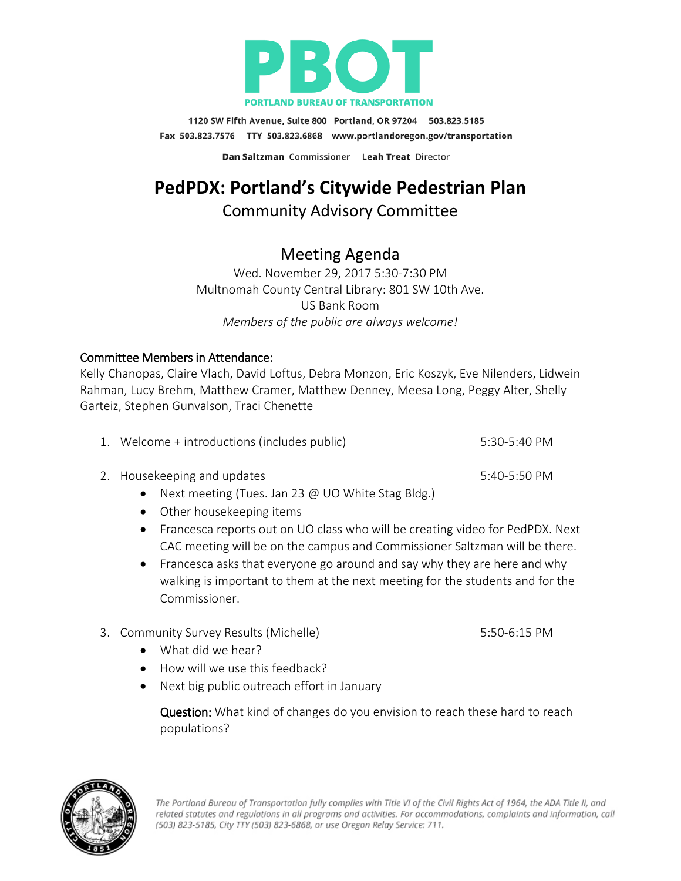**PBOT**

**PORTLAND BUREAU OF TRANSPORTATION**

1120 SW Fifth Avenue, Suite 800 Portland, OR 97204 503.823.5185
Fax 503.823.7576 TTY 503.823.6868 www.portlandoregon.gov/transportation

**Dan Saltzman** Commissioner **Leah Treat** Director

# PedPDX: Portland's Citywide Pedestrian Plan

## Community Advisory Committee

## Meeting Agenda

Wed. November 29, 2017 5:30-7:30 PM
Multnomah County Central Library: 801 SW 10th Ave.
US Bank Room
*Members of the public are always welcome!*

### Committee Members in Attendance:

Kelly Chanopas, Claire Vlach, David Loftus, Debra Monzon, Eric Koszyk, Eve Nilenders, Lidwein Rahman, Lucy Brehm, Matthew Cramer, Matthew Denney, Meesa Long, Peggy Alter, Shelly Garteiz, Stephen Gunvalson, Traci Chenette

1. Welcome + introductions (includes public) 5:30-5:40 PM

2. Housekeeping and updates 5:40-5:50 PM
   - Next meeting (Tues. Jan 23 @ UO White Stag Bldg.)
   - Other housekeeping items
   - Francesca reports out on UO class who will be creating video for PedPDX. Next CAC meeting will be on the campus and Commissioner Saltzman will be there.
   - Francesca asks that everyone go around and say why they are here and why walking is important to them at the next meeting for the students and for the Commissioner.

3. Community Survey Results (Michelle) 5:50-6:15 PM
   - What did we hear?
   - How will we use this feedback?
   - Next big public outreach effort in January

   **Question:** What kind of changes do you envision to reach these hard to reach populations?

*The Portland Bureau of Transportation fully complies with Title VI of the Civil Rights Act of 1964, the ADA Title II, and related statutes and regulations in all programs and activities. For accommodations, complaints and information, call (503) 823-5185, City TTY (503) 823-6868, or use Oregon Relay Service: 711.*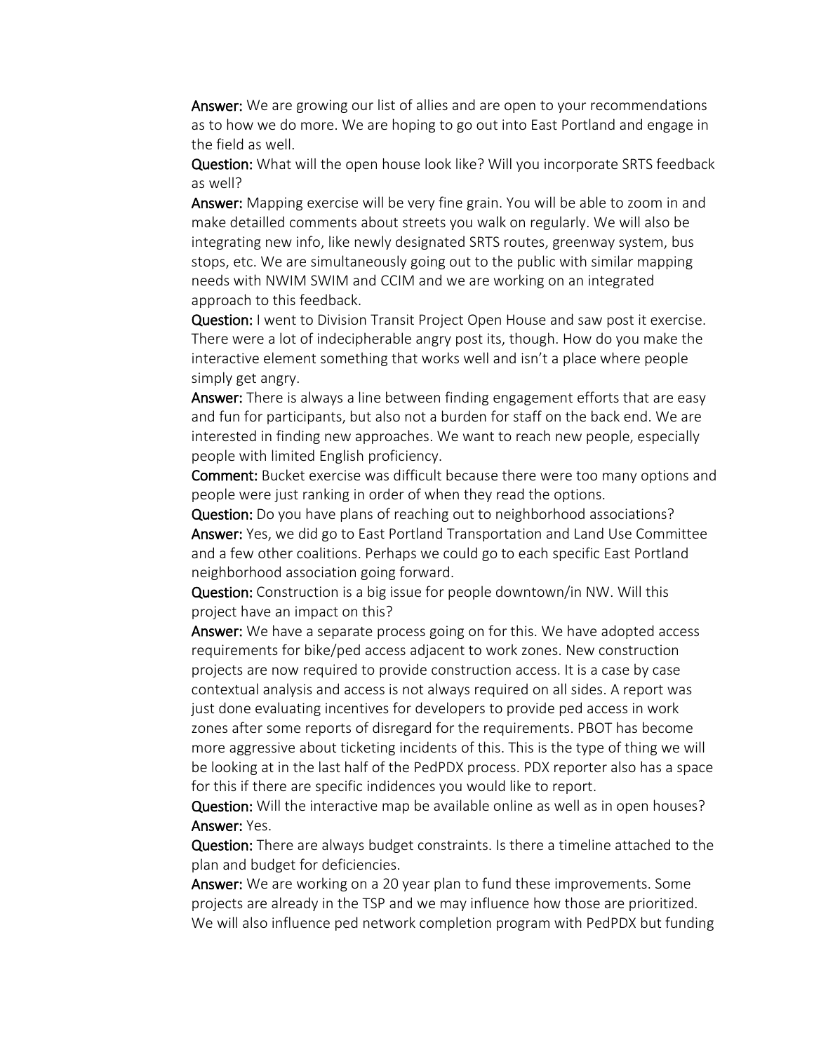**Answer:** We are growing our list of allies and are open to your recommendations as to how we do more. We are hoping to go out into East Portland and engage in the field as well.

**Question:** What will the open house look like? Will you incorporate SRTS feedback as well?

**Answer:** Mapping exercise will be very fine grain. You will be able to zoom in and make detailled comments about streets you walk on regularly. We will also be integrating new info, like newly designated SRTS routes, greenway system, bus stops, etc. We are simultaneously going out to the public with similar mapping needs with NWIM SWIM and CCIM and we are working on an integrated approach to this feedback.

**Question:** I went to Division Transit Project Open House and saw post it exercise. There were a lot of indecipherable angry post its, though. How do you make the interactive element something that works well and isn't a place where people simply get angry.

**Answer:** There is always a line between finding engagement efforts that are easy and fun for participants, but also not a burden for staff on the back end. We are interested in finding new approaches. We want to reach new people, especially people with limited English proficiency.

**Comment:** Bucket exercise was difficult because there were too many options and people were just ranking in order of when they read the options.

**Question:** Do you have plans of reaching out to neighborhood associations?

**Answer:** Yes, we did go to East Portland Transportation and Land Use Committee and a few other coalitions. Perhaps we could go to each specific East Portland neighborhood association going forward.

**Question:** Construction is a big issue for people downtown/in NW. Will this project have an impact on this?

**Answer:** We have a separate process going on for this. We have adopted access requirements for bike/ped access adjacent to work zones. New construction projects are now required to provide construction access. It is a case by case contextual analysis and access is not always required on all sides. A report was just done evaluating incentives for developers to provide ped access in work zones after some reports of disregard for the requirements. PBOT has become more aggressive about ticketing incidents of this. This is the type of thing we will be looking at in the last half of the PedPDX process. PDX reporter also has a space for this if there are specific indidences you would like to report.

**Question:** Will the interactive map be available online as well as in open houses?

**Answer:** Yes.

**Question:** There are always budget constraints. Is there a timeline attached to the plan and budget for deficiencies.

**Answer:** We are working on a 20 year plan to fund these improvements. Some projects are already in the TSP and we may influence how those are prioritized. We will also influence ped network completion program with PedPDX but funding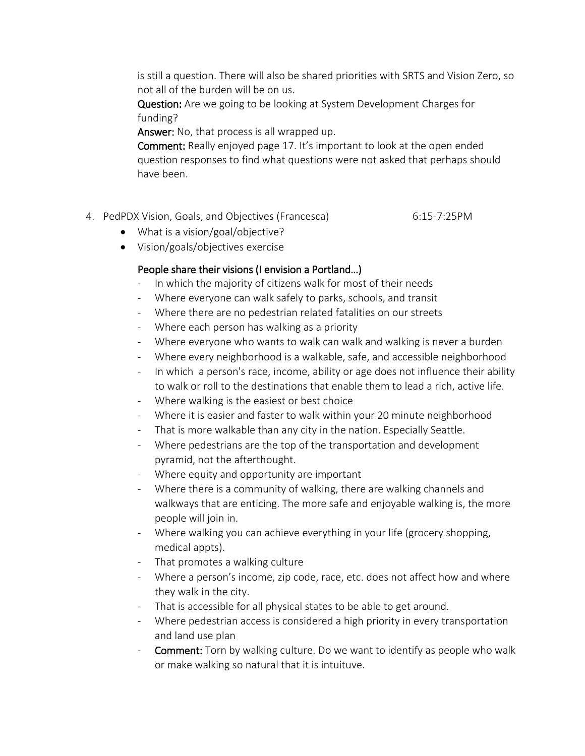is still a question. There will also be shared priorities with SRTS and Vision Zero, so not all of the burden will be on us.

**Question:** Are we going to be looking at System Development Charges for funding?

**Answer:** No, that process is all wrapped up.

**Comment:** Really enjoyed page 17. It's important to look at the open ended question responses to find what questions were not asked that perhaps should have been.

4. PedPDX Vision, Goals, and Objectives (Francesca) 6:15-7:25PM
   - What is a vision/goal/objective?
   - Vision/goals/objectives exercise

   People share their visions (I envision a Portland…)

   - In which the majority of citizens walk for most of their needs
   - Where everyone can walk safely to parks, schools, and transit
   - Where there are no pedestrian related fatalities on our streets
   - Where each person has walking as a priority
   - Where everyone who wants to walk can walk and walking is never a burden
   - Where every neighborhood is a walkable, safe, and accessible neighborhood
   - In which a person's race, income, ability or age does not influence their ability to walk or roll to the destinations that enable them to lead a rich, active life.
   - Where walking is the easiest or best choice
   - Where it is easier and faster to walk within your 20 minute neighborhood
   - That is more walkable than any city in the nation. Especially Seattle.
   - Where pedestrians are the top of the transportation and development pyramid, not the afterthought.
   - Where equity and opportunity are important
   - Where there is a community of walking, there are walking channels and walkways that are enticing. The more safe and enjoyable walking is, the more people will join in.
   - Where walking you can achieve everything in your life (grocery shopping, medical appts).
   - That promotes a walking culture
   - Where a person's income, zip code, race, etc. does not affect how and where they walk in the city.
   - That is accessible for all physical states to be able to get around.
   - Where pedestrian access is considered a high priority in every transportation and land use plan
   - **Comment:** Torn by walking culture. Do we want to identify as people who walk or make walking so natural that it is intuituve.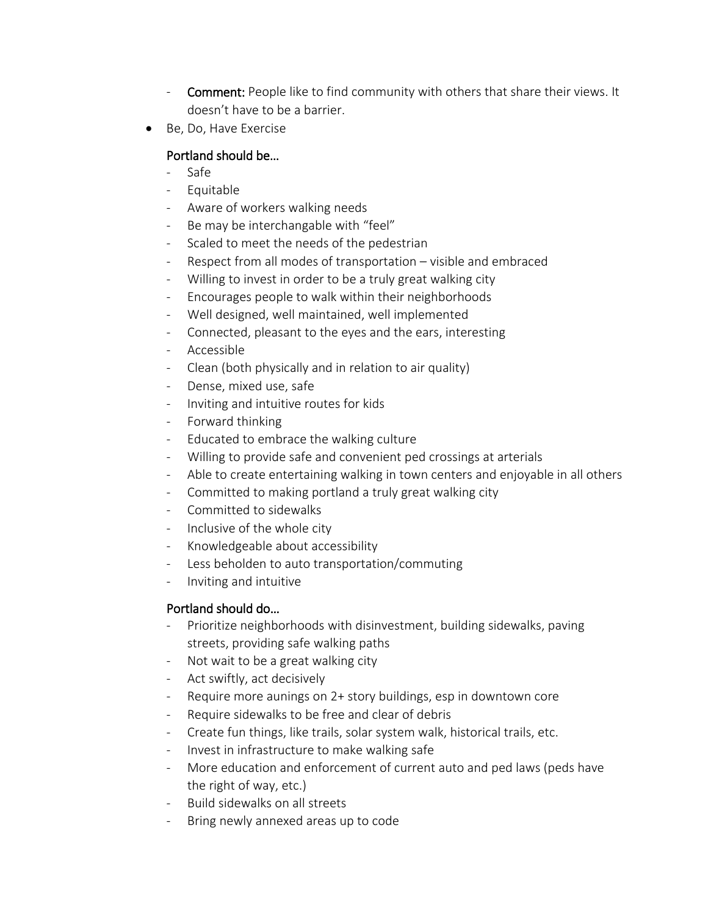- **Comment:** People like to find community with others that share their views. It doesn't have to be a barrier.

- Be, Do, Have Exercise

  Portland should be…

  - Safe
  - Equitable
  - Aware of workers walking needs
  - Be may be interchangable with "feel"
  - Scaled to meet the needs of the pedestrian
  - Respect from all modes of transportation – visible and embraced
  - Willing to invest in order to be a truly great walking city
  - Encourages people to walk within their neighborhoods
  - Well designed, well maintained, well implemented
  - Connected, pleasant to the eyes and the ears, interesting
  - Accessible
  - Clean (both physically and in relation to air quality)
  - Dense, mixed use, safe
  - Inviting and intuitive routes for kids
  - Forward thinking
  - Educated to embrace the walking culture
  - Willing to provide safe and convenient ped crossings at arterials
  - Able to create entertaining walking in town centers and enjoyable in all others
  - Committed to making portland a truly great walking city
  - Committed to sidewalks
  - Inclusive of the whole city
  - Knowledgeable about accessibility
  - Less beholden to auto transportation/commuting
  - Inviting and intuitive

  Portland should do…

  - Prioritize neighborhoods with disinvestment, building sidewalks, paving streets, providing safe walking paths
  - Not wait to be a great walking city
  - Act swiftly, act decisively
  - Require more aunings on 2+ story buildings, esp in downtown core
  - Require sidewalks to be free and clear of debris
  - Create fun things, like trails, solar system walk, historical trails, etc.
  - Invest in infrastructure to make walking safe
  - More education and enforcement of current auto and ped laws (peds have the right of way, etc.)
  - Build sidewalks on all streets
  - Bring newly annexed areas up to code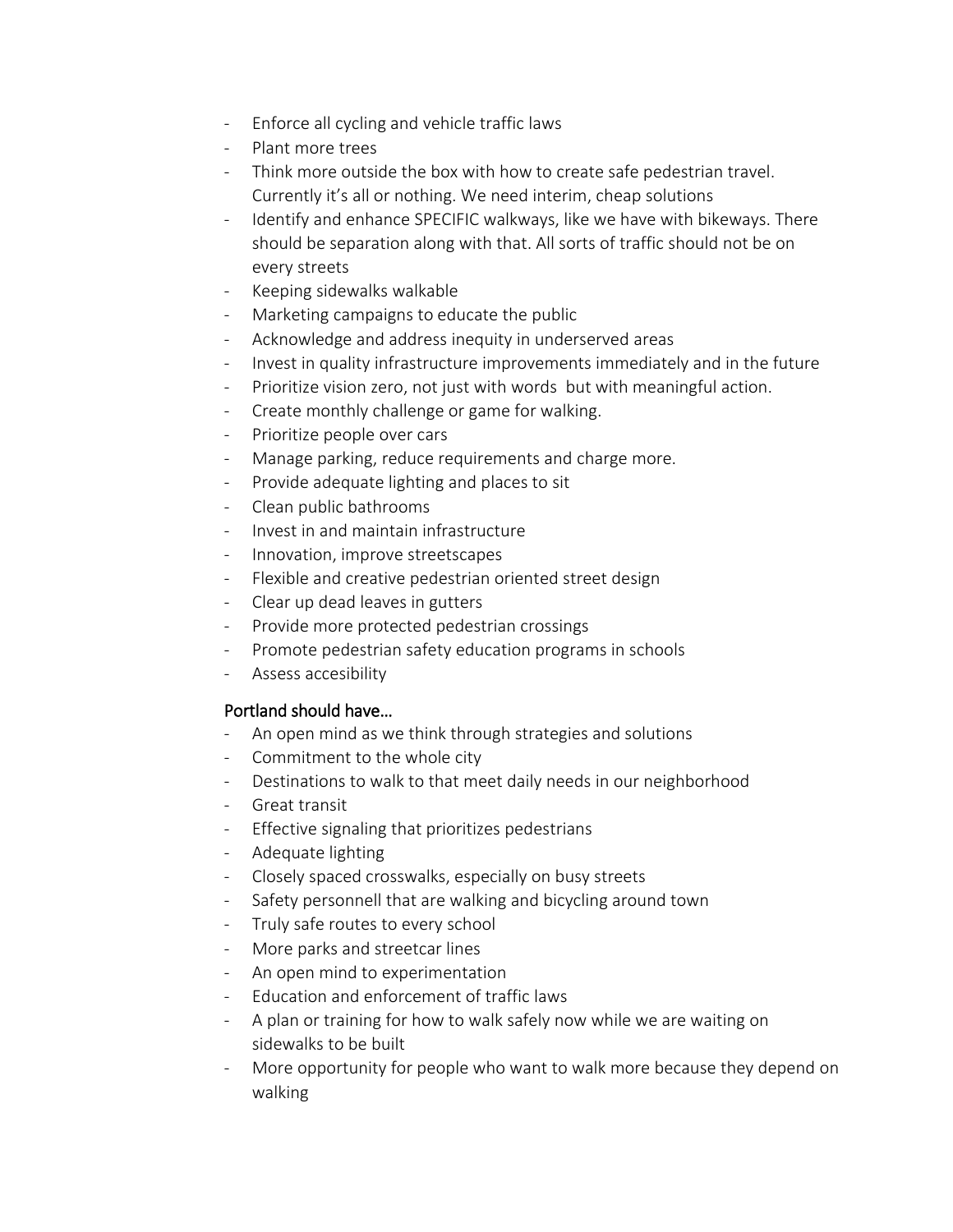- Enforce all cycling and vehicle traffic laws
- Plant more trees
- Think more outside the box with how to create safe pedestrian travel. Currently it's all or nothing. We need interim, cheap solutions
- Identify and enhance SPECIFIC walkways, like we have with bikeways. There should be separation along with that. All sorts of traffic should not be on every streets
- Keeping sidewalks walkable
- Marketing campaigns to educate the public
- Acknowledge and address inequity in underserved areas
- Invest in quality infrastructure improvements immediately and in the future
- Prioritize vision zero, not just with words but with meaningful action.
- Create monthly challenge or game for walking.
- Prioritize people over cars
- Manage parking, reduce requirements and charge more.
- Provide adequate lighting and places to sit
- Clean public bathrooms
- Invest in and maintain infrastructure
- Innovation, improve streetscapes
- Flexible and creative pedestrian oriented street design
- Clear up dead leaves in gutters
- Provide more protected pedestrian crossings
- Promote pedestrian safety education programs in schools
- Assess accesibility

### Portland should have…

- An open mind as we think through strategies and solutions
- Commitment to the whole city
- Destinations to walk to that meet daily needs in our neighborhood
- Great transit
- Effective signaling that prioritizes pedestrians
- Adequate lighting
- Closely spaced crosswalks, especially on busy streets
- Safety personnell that are walking and bicycling around town
- Truly safe routes to every school
- More parks and streetcar lines
- An open mind to experimentation
- Education and enforcement of traffic laws
- A plan or training for how to walk safely now while we are waiting on sidewalks to be built
- More opportunity for people who want to walk more because they depend on walking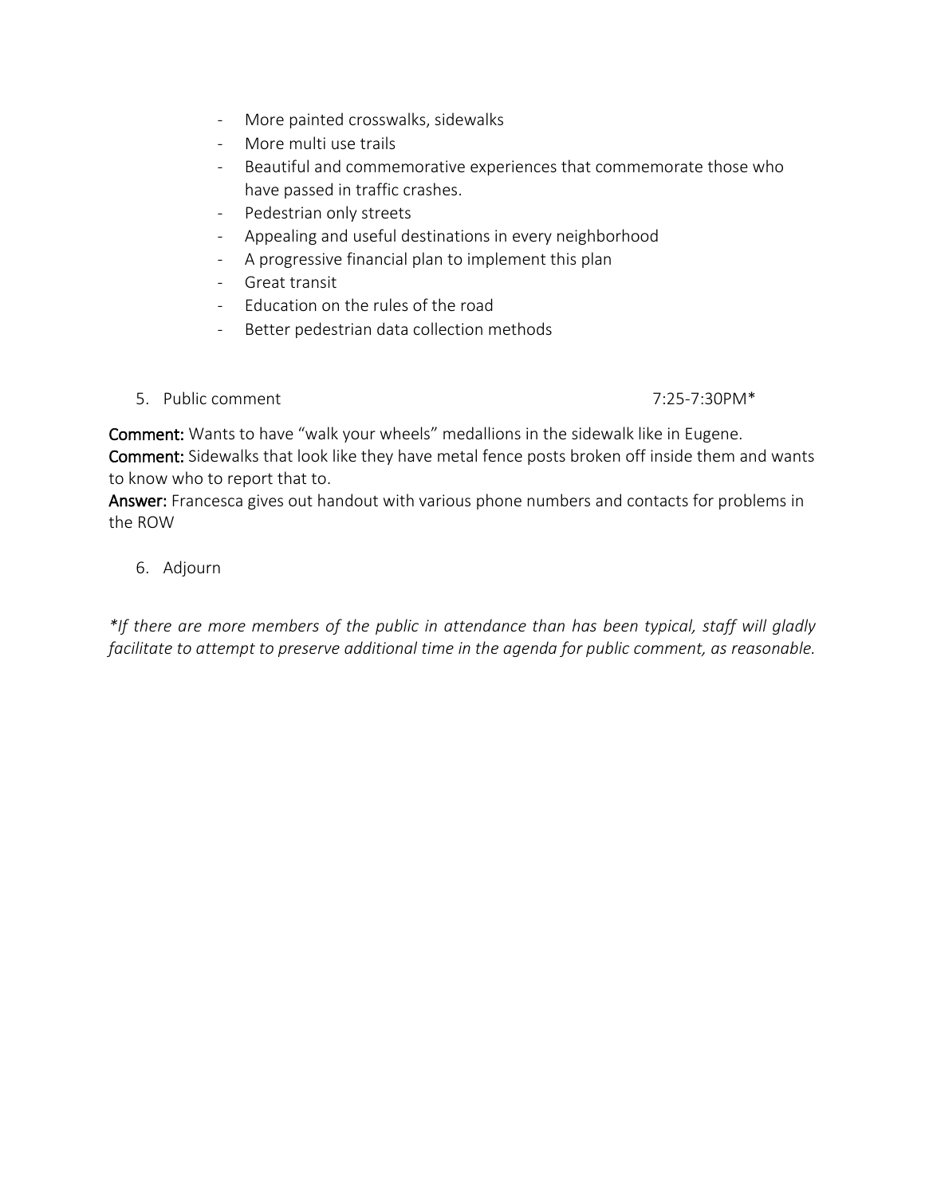- More painted crosswalks, sidewalks
- More multi use trails
- Beautiful and commemorative experiences that commemorate those who have passed in traffic crashes.
- Pedestrian only streets
- Appealing and useful destinations in every neighborhood
- A progressive financial plan to implement this plan
- Great transit
- Education on the rules of the road
- Better pedestrian data collection methods

5. Public comment 7:25-7:30PM*

**Comment:** Wants to have "walk your wheels" medallions in the sidewalk like in Eugene.
**Comment:** Sidewalks that look like they have metal fence posts broken off inside them and wants to know who to report that to.
**Answer:** Francesca gives out handout with various phone numbers and contacts for problems in the ROW

6. Adjourn

*\*If there are more members of the public in attendance than has been typical, staff will gladly facilitate to attempt to preserve additional time in the agenda for public comment, as reasonable.*